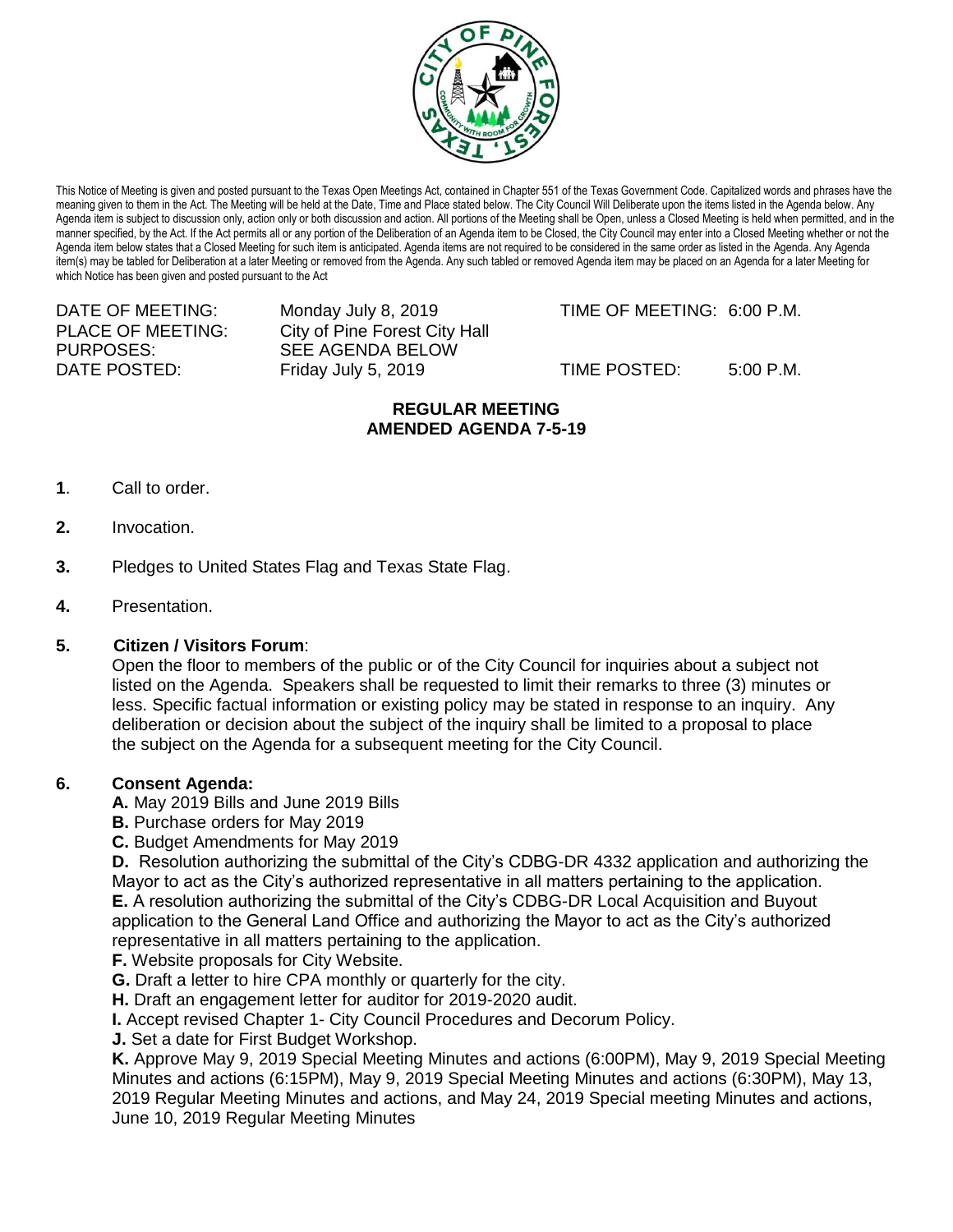This Notice of Meeting is given and posted pursuant to the Texas Open Meetings Act, contained in Chapter 551 of the Texas Government Code. Capitalized words and phrases have the meaning given to them in the Act. The Meeting will be held at the Date, Time and Place stated below. The City Council Will Deliberate upon the items listed in the Agenda below. Any Agenda item is subject to discussion only, action only or both discussion and action. All portions of the Meeting shall be Open, unless a Closed Meeting is held when permitted, and in the manner specified, by the Act. If the Act permits all or any portion of the Deliberation of an Agenda item to be Closed, the City Council may enter into a Closed Meeting whether or not the Agenda item below states that a Closed Meeting for such item is anticipated. Agenda items are not required to be considered in the same order as listed in the Agenda. Any Agenda item(s) may be tabled for Deliberation at a later Meeting or removed from the Agenda. Any such tabled or removed Agenda item may be placed on an Agenda for a later Meeting for which Notice has been given and posted pursuant to the Act

| | | | |
|---|---|---|---|
| DATE OF MEETING: | Monday July 8, 2019 | TIME OF MEETING: | 6:00 P.M. |
| PLACE OF MEETING: | City of Pine Forest City Hall | | |
| PURPOSES: | SEE AGENDA BELOW | | |
| DATE POSTED: | Friday July 5, 2019 | TIME POSTED: | 5:00 P.M. |

**REGULAR MEETING**
**AMENDED AGENDA 7-5-19**

**1**. Call to order.

**2.** Invocation.

**3.** Pledges to United States Flag and Texas State Flag.

**4.** Presentation.

**5. Citizen / Visitors Forum**:
Open the floor to members of the public or of the City Council for inquiries about a subject not listed on the Agenda. Speakers shall be requested to limit their remarks to three (3) minutes or less. Specific factual information or existing policy may be stated in response to an inquiry. Any deliberation or decision about the subject of the inquiry shall be limited to a proposal to place the subject on the Agenda for a subsequent meeting for the City Council.

**6. Consent Agenda:**

**A.** May 2019 Bills and June 2019 Bills
**B.** Purchase orders for May 2019
**C.** Budget Amendments for May 2019
**D.** Resolution authorizing the submittal of the City's CDBG-DR 4332 application and authorizing the Mayor to act as the City's authorized representative in all matters pertaining to the application.
**E.** A resolution authorizing the submittal of the City's CDBG-DR Local Acquisition and Buyout application to the General Land Office and authorizing the Mayor to act as the City's authorized representative in all matters pertaining to the application.
**F.** Website proposals for City Website.
**G.** Draft a letter to hire CPA monthly or quarterly for the city.
**H.** Draft an engagement letter for auditor for 2019-2020 audit.
**I.** Accept revised Chapter 1- City Council Procedures and Decorum Policy.
**J.** Set a date for First Budget Workshop.
**K.** Approve May 9, 2019 Special Meeting Minutes and actions (6:00PM), May 9, 2019 Special Meeting Minutes and actions (6:15PM), May 9, 2019 Special Meeting Minutes and actions (6:30PM), May 13, 2019 Regular Meeting Minutes and actions, and May 24, 2019 Special meeting Minutes and actions, June 10, 2019 Regular Meeting Minutes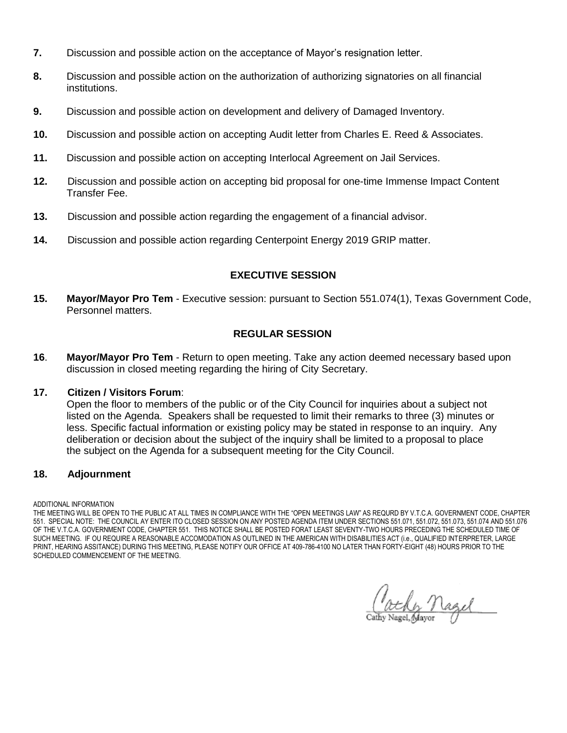**7.** Discussion and possible action on the acceptance of Mayor's resignation letter.

**8.** Discussion and possible action on the authorization of authorizing signatories on all financial institutions.

**9.** Discussion and possible action on development and delivery of Damaged Inventory.

**10.** Discussion and possible action on accepting Audit letter from Charles E. Reed & Associates.

**11.** Discussion and possible action on accepting Interlocal Agreement on Jail Services.

**12.** Discussion and possible action on accepting bid proposal for one-time Immense Impact Content Transfer Fee.

**13.** Discussion and possible action regarding the engagement of a financial advisor.

**14.** Discussion and possible action regarding Centerpoint Energy 2019 GRIP matter.

## EXECUTIVE SESSION

**15.** **Mayor/Mayor Pro Tem** - Executive session: pursuant to Section 551.074(1), Texas Government Code, Personnel matters.

## REGULAR SESSION

**16**. **Mayor/Mayor Pro Tem** - Return to open meeting. Take any action deemed necessary based upon discussion in closed meeting regarding the hiring of City Secretary.

**17.** **Citizen / Visitors Forum**:
Open the floor to members of the public or of the City Council for inquiries about a subject not listed on the Agenda. Speakers shall be requested to limit their remarks to three (3) minutes or less. Specific factual information or existing policy may be stated in response to an inquiry. Any deliberation or decision about the subject of the inquiry shall be limited to a proposal to place the subject on the Agenda for a subsequent meeting for the City Council.

**18.** **Adjournment**

ADDITIONAL INFORMATION
THE MEETING WILL BE OPEN TO THE PUBLIC AT ALL TIMES IN COMPLIANCE WITH THE "OPEN MEETINGS LAW" AS REQURD BY V.T.C.A. GOVERNMENT CODE, CHAPTER 551. SPECIAL NOTE: THE COUNCIL AY ENTER ITO CLOSED SESSION ON ANY POSTED AGENDA ITEM UNDER SECTIONS 551.071, 551.072, 551.073, 551.074 AND 551.076 OF THE V.T.C.A. GOVERNMENT CODE, CHAPTER 551. THIS NOTICE SHALL BE POSTED FORAT LEAST SEVENTY-TWO HOURS PRECEDING THE SCHEDULED TIME OF SUCH MEETING. IF OU REQUIRE A REASONABLE ACCOMODATION AS OUTLINED IN THE AMERICAN WITH DISABILITIES ACT (i.e., QUALIFIED INTERPRETER, LARGE PRINT, HEARING ASSITANCE) DURING THIS MEETING, PLEASE NOTIFY OUR OFFICE AT 409-786-4100 NO LATER THAN FORTY-EIGHT (48) HOURS PRIOR TO THE SCHEDULED COMMENCEMENT OF THE MEETING.

Cathy Nagel
Cathy Nagel, Mayor